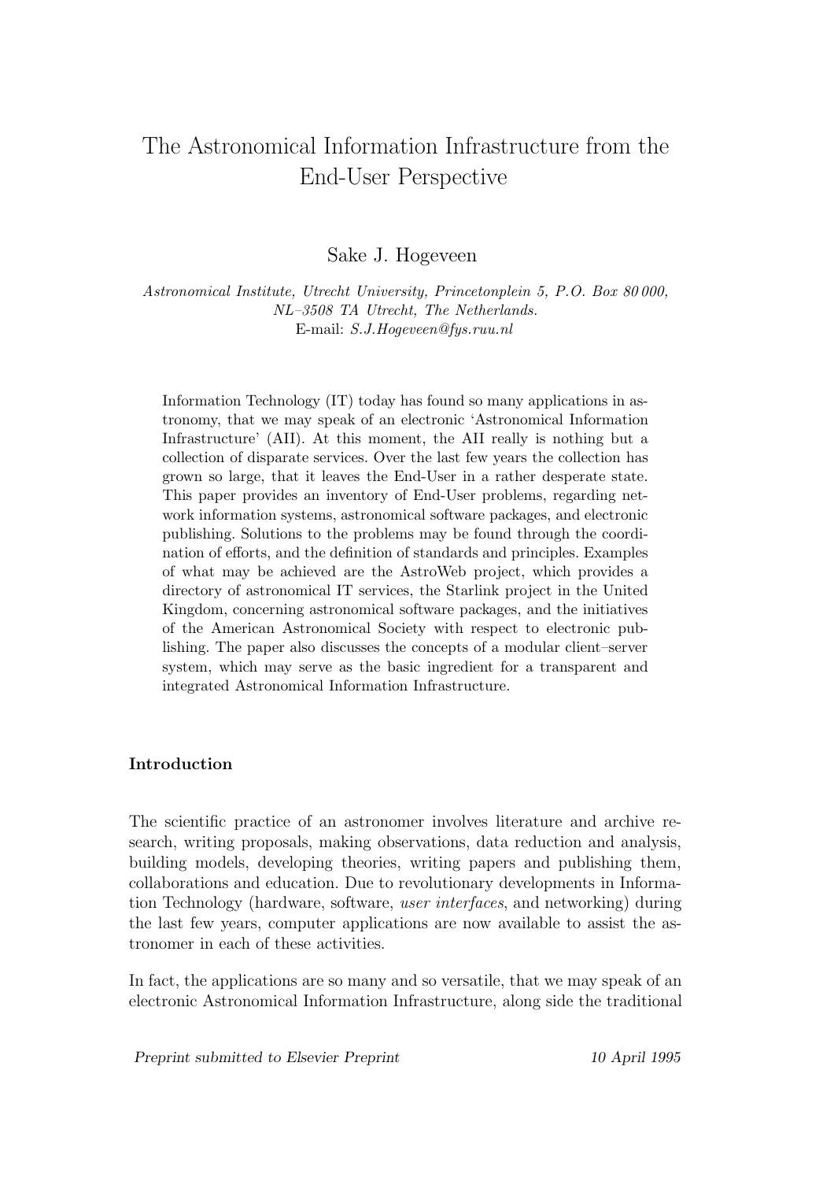# The Astronomical Information Infrastructure from the End-User Perspective

Sake J. Hogeveen

*Astronomical Institute, Utrecht University, Princetonplein 5, P.O. Box 80 000, NL–3508 TA Utrecht, The Netherlands.*
E-mail: *S.J.Hogeveen@fys.ruu.nl*

Information Technology (IT) today has found so many applications in astronomy, that we may speak of an electronic 'Astronomical Information Infrastructure' (AII). At this moment, the AII really is nothing but a collection of disparate services. Over the last few years the collection has grown so large, that it leaves the End-User in a rather desperate state. This paper provides an inventory of End-User problems, regarding network information systems, astronomical software packages, and electronic publishing. Solutions to the problems may be found through the coordination of efforts, and the definition of standards and principles. Examples of what may be achieved are the AstroWeb project, which provides a directory of astronomical IT services, the Starlink project in the United Kingdom, concerning astronomical software packages, and the initiatives of the American Astronomical Society with respect to electronic publishing. The paper also discusses the concepts of a modular client–server system, which may serve as the basic ingredient for a transparent and integrated Astronomical Information Infrastructure.

**Introduction**

The scientific practice of an astronomer involves literature and archive research, writing proposals, making observations, data reduction and analysis, building models, developing theories, writing papers and publishing them, collaborations and education. Due to revolutionary developments in Information Technology (hardware, software, *user interfaces*, and networking) during the last few years, computer applications are now available to assist the astronomer in each of these activities.

In fact, the applications are so many and so versatile, that we may speak of an electronic Astronomical Information Infrastructure, along side the traditional

*Preprint submitted to Elsevier Preprint* 10 April 1995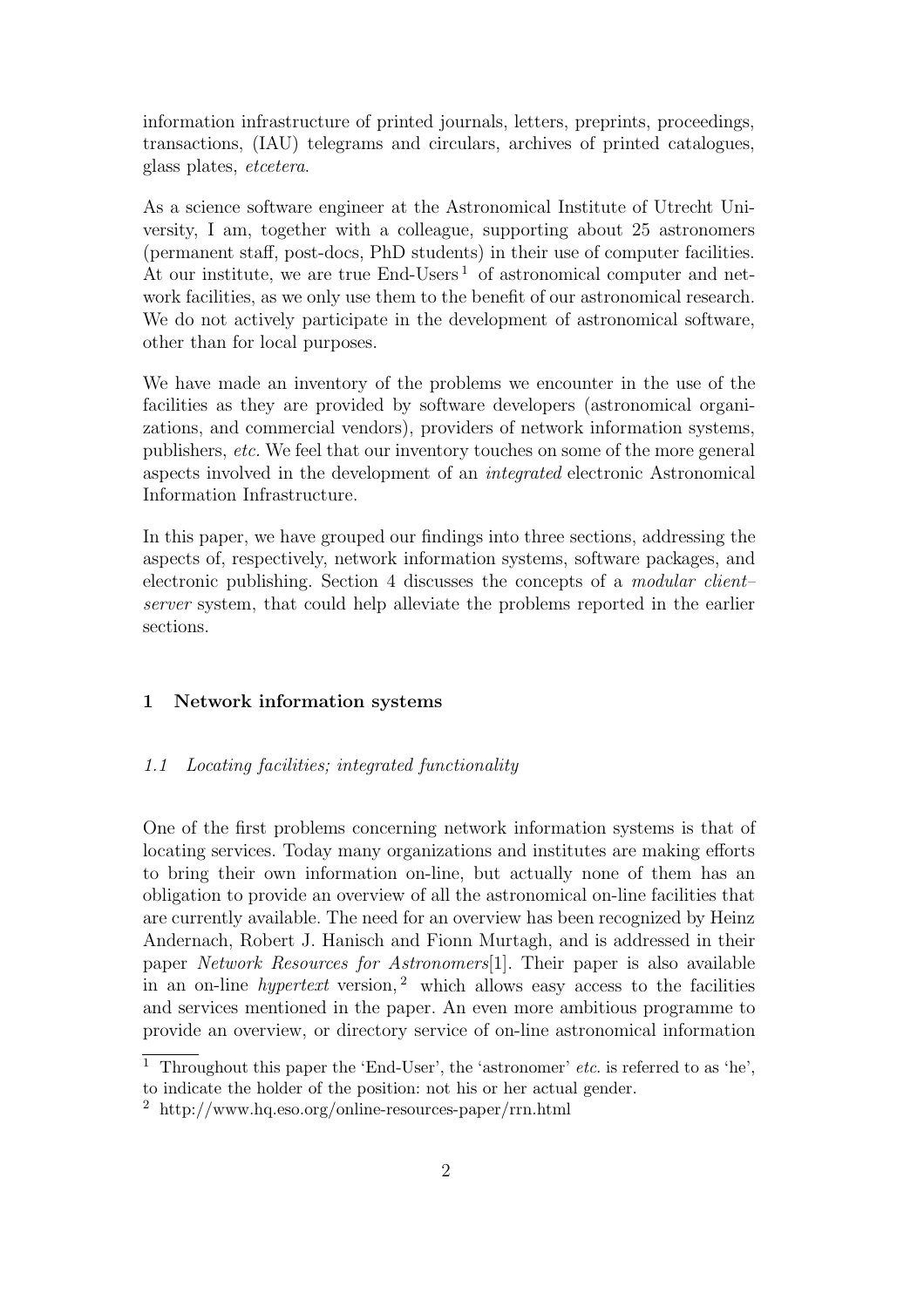information infrastructure of printed journals, letters, preprints, proceedings, transactions, (IAU) telegrams and circulars, archives of printed catalogues, glass plates, *etcetera*.

As a science software engineer at the Astronomical Institute of Utrecht University, I am, together with a colleague, supporting about 25 astronomers (permanent staff, post-docs, PhD students) in their use of computer facilities. At our institute, we are true End-Users [1] of astronomical computer and network facilities, as we only use them to the benefit of our astronomical research. We do not actively participate in the development of astronomical software, other than for local purposes.

We have made an inventory of the problems we encounter in the use of the facilities as they are provided by software developers (astronomical organizations, and commercial vendors), providers of network information systems, publishers, *etc.* We feel that our inventory touches on some of the more general aspects involved in the development of an *integrated* electronic Astronomical Information Infrastructure.

In this paper, we have grouped our findings into three sections, addressing the aspects of, respectively, network information systems, software packages, and electronic publishing. Section 4 discusses the concepts of a *modular client–server* system, that could help alleviate the problems reported in the earlier sections.

## 1 Network information systems

### *1.1 Locating facilities; integrated functionality*

One of the first problems concerning network information systems is that of locating services. Today many organizations and institutes are making efforts to bring their own information on-line, but actually none of them has an obligation to provide an overview of all the astronomical on-line facilities that are currently available. The need for an overview has been recognized by Heinz Andernach, Robert J. Hanisch and Fionn Murtagh, and is addressed in their paper *Network Resources for Astronomers*[1]. Their paper is also available in an on-line *hypertext* version, [2] which allows easy access to the facilities and services mentioned in the paper. An even more ambitious programme to provide an overview, or directory service of on-line astronomical information

[1] Throughout this paper the 'End-User', the 'astronomer' *etc.* is referred to as 'he', to indicate the holder of the position: not his or her actual gender.

[2] http://www.hq.eso.org/online-resources-paper/rrn.html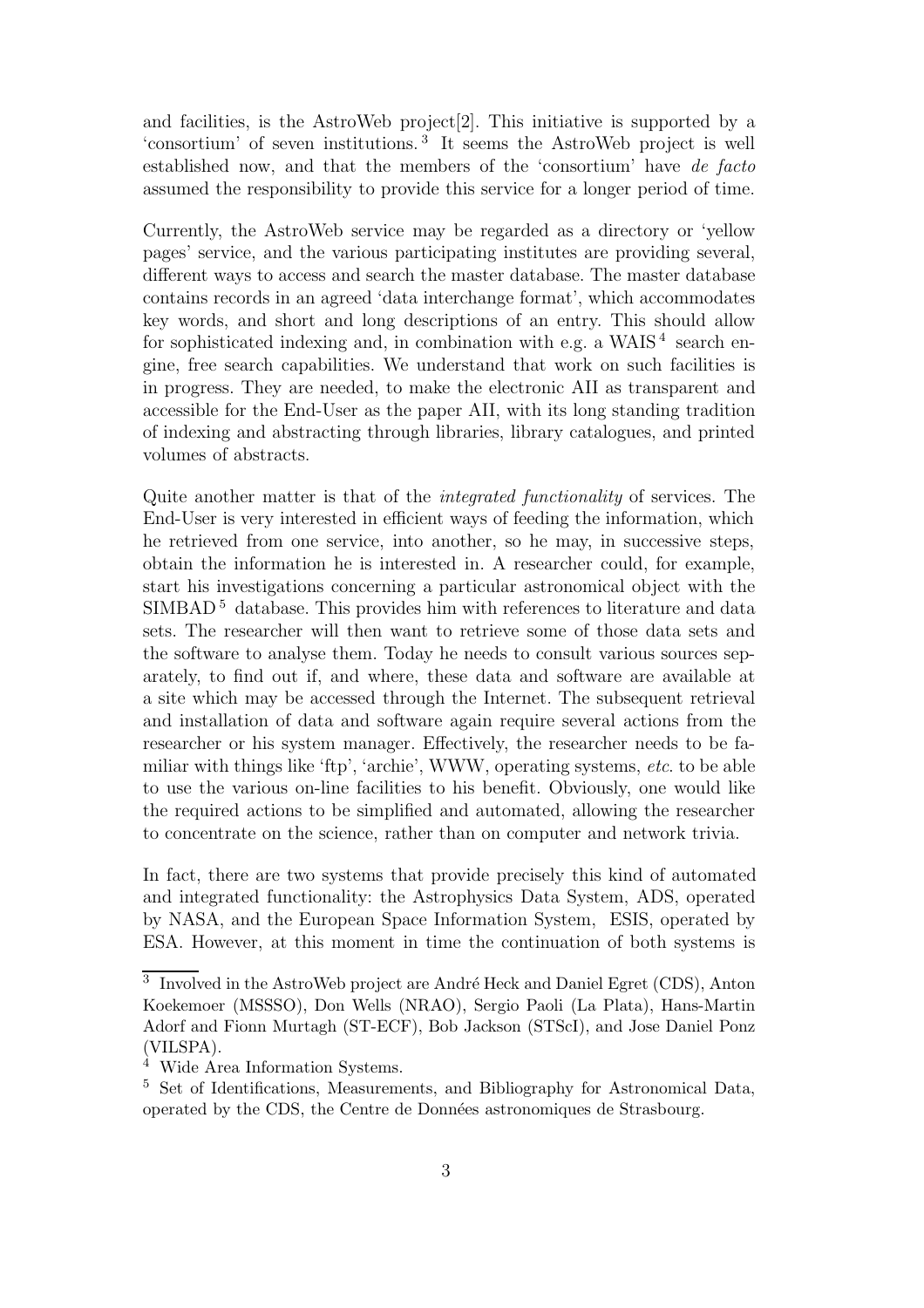and facilities, is the AstroWeb project[2]. This initiative is supported by a 'consortium' of seven institutions.[3] It seems the AstroWeb project is well established now, and that the members of the 'consortium' have *de facto* assumed the responsibility to provide this service for a longer period of time.

Currently, the AstroWeb service may be regarded as a directory or 'yellow pages' service, and the various participating institutes are providing several, different ways to access and search the master database. The master database contains records in an agreed 'data interchange format', which accommodates key words, and short and long descriptions of an entry. This should allow for sophisticated indexing and, in combination with e.g. a WAIS[4] search engine, free search capabilities. We understand that work on such facilities is in progress. They are needed, to make the electronic AII as transparent and accessible for the End-User as the paper AII, with its long standing tradition of indexing and abstracting through libraries, library catalogues, and printed volumes of abstracts.

Quite another matter is that of the *integrated functionality* of services. The End-User is very interested in efficient ways of feeding the information, which he retrieved from one service, into another, so he may, in successive steps, obtain the information he is interested in. A researcher could, for example, start his investigations concerning a particular astronomical object with the SIMBAD[5] database. This provides him with references to literature and data sets. The researcher will then want to retrieve some of those data sets and the software to analyse them. Today he needs to consult various sources separately, to find out if, and where, these data and software are available at a site which may be accessed through the Internet. The subsequent retrieval and installation of data and software again require several actions from the researcher or his system manager. Effectively, the researcher needs to be familiar with things like 'ftp', 'archie', WWW, operating systems, *etc.* to be able to use the various on-line facilities to his benefit. Obviously, one would like the required actions to be simplified and automated, allowing the researcher to concentrate on the science, rather than on computer and network trivia.

In fact, there are two systems that provide precisely this kind of automated and integrated functionality: the Astrophysics Data System, ADS, operated by NASA, and the European Space Information System, ESIS, operated by ESA. However, at this moment in time the continuation of both systems is

---

[3] Involved in the AstroWeb project are André Heck and Daniel Egret (CDS), Anton Koekemoer (MSSSO), Don Wells (NRAO), Sergio Paoli (La Plata), Hans-Martin Adorf and Fionn Murtagh (ST-ECF), Bob Jackson (STScI), and Jose Daniel Ponz (VILSPA).

[4] Wide Area Information Systems.

[5] Set of Identifications, Measurements, and Bibliography for Astronomical Data, operated by the CDS, the Centre de Données astronomiques de Strasbourg.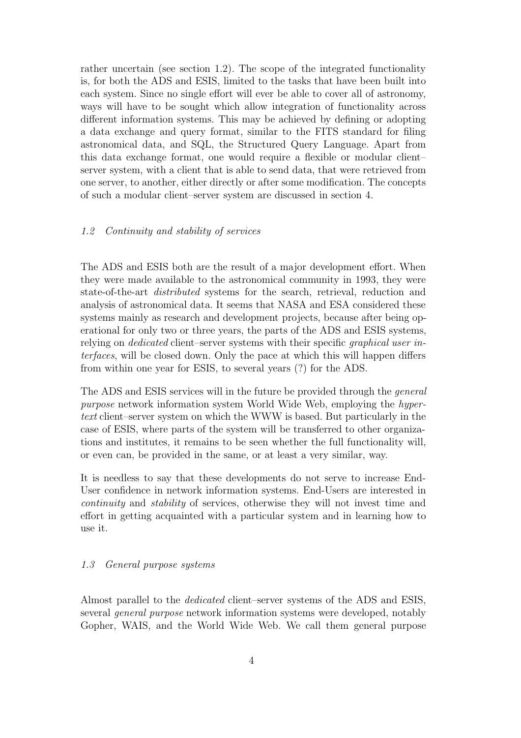rather uncertain (see section 1.2). The scope of the integrated functionality is, for both the ADS and ESIS, limited to the tasks that have been built into each system. Since no single effort will ever be able to cover all of astronomy, ways will have to be sought which allow integration of functionality across different information systems. This may be achieved by defining or adopting a data exchange and query format, similar to the FITS standard for filing astronomical data, and SQL, the Structured Query Language. Apart from this data exchange format, one would require a flexible or modular client–server system, with a client that is able to send data, that were retrieved from one server, to another, either directly or after some modification. The concepts of such a modular client–server system are discussed in section 4.

### *1.2 Continuity and stability of services*

The ADS and ESIS both are the result of a major development effort. When they were made available to the astronomical community in 1993, they were state-of-the-art *distributed* systems for the search, retrieval, reduction and analysis of astronomical data. It seems that NASA and ESA considered these systems mainly as research and development projects, because after being operational for only two or three years, the parts of the ADS and ESIS systems, relying on *dedicated* client–server systems with their specific *graphical user interfaces*, will be closed down. Only the pace at which this will happen differs from within one year for ESIS, to several years (?) for the ADS.

The ADS and ESIS services will in the future be provided through the *general purpose* network information system World Wide Web, employing the *hypertext* client–server system on which the WWW is based. But particularly in the case of ESIS, where parts of the system will be transferred to other organizations and institutes, it remains to be seen whether the full functionality will, or even can, be provided in the same, or at least a very similar, way.

It is needless to say that these developments do not serve to increase End-User confidence in network information systems. End-Users are interested in *continuity* and *stability* of services, otherwise they will not invest time and effort in getting acquainted with a particular system and in learning how to use it.

### *1.3 General purpose systems*

Almost parallel to the *dedicated* client–server systems of the ADS and ESIS, several *general purpose* network information systems were developed, notably Gopher, WAIS, and the World Wide Web. We call them general purpose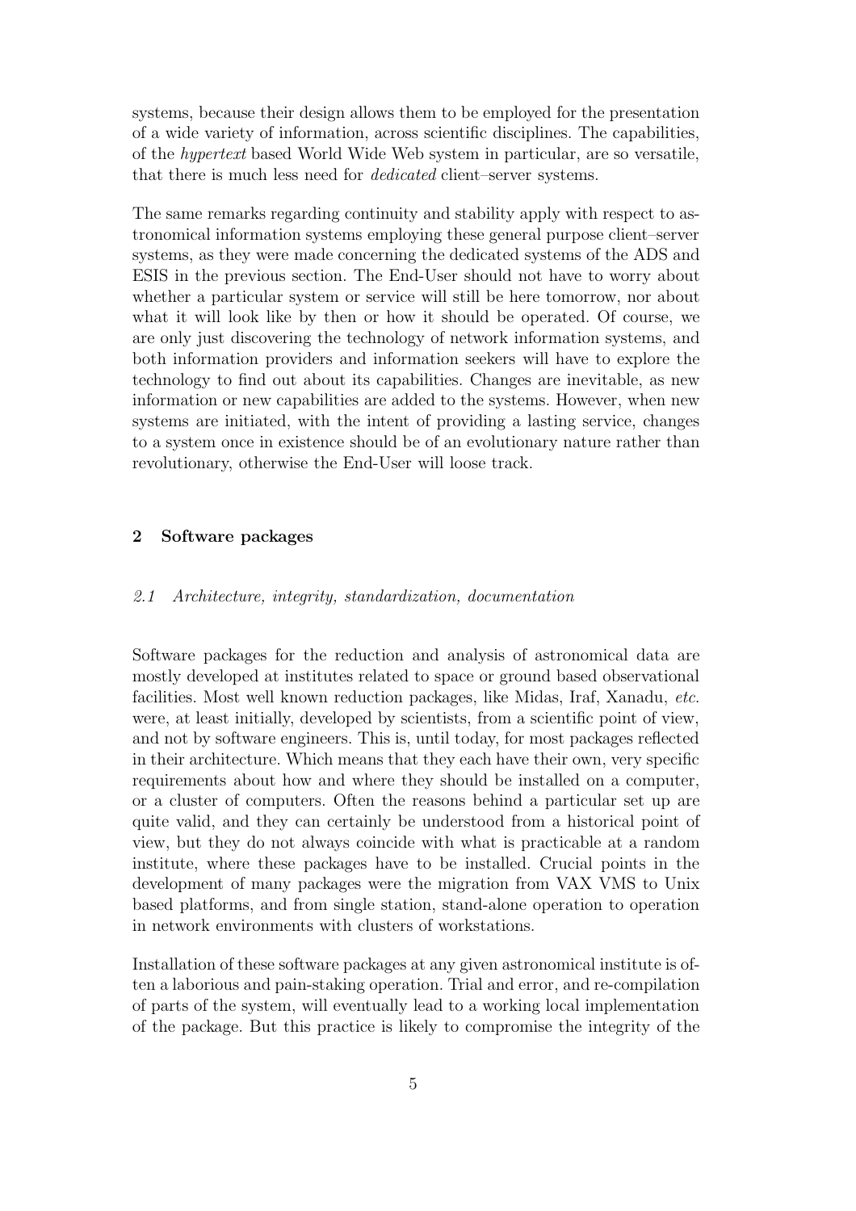systems, because their design allows them to be employed for the presentation of a wide variety of information, across scientific disciplines. The capabilities, of the *hypertext* based World Wide Web system in particular, are so versatile, that there is much less need for *dedicated* client–server systems.

The same remarks regarding continuity and stability apply with respect to astronomical information systems employing these general purpose client–server systems, as they were made concerning the dedicated systems of the ADS and ESIS in the previous section. The End-User should not have to worry about whether a particular system or service will still be here tomorrow, nor about what it will look like by then or how it should be operated. Of course, we are only just discovering the technology of network information systems, and both information providers and information seekers will have to explore the technology to find out about its capabilities. Changes are inevitable, as new information or new capabilities are added to the systems. However, when new systems are initiated, with the intent of providing a lasting service, changes to a system once in existence should be of an evolutionary nature rather than revolutionary, otherwise the End-User will loose track.

## 2 Software packages

### 2.1 Architecture, integrity, standardization, documentation

Software packages for the reduction and analysis of astronomical data are mostly developed at institutes related to space or ground based observational facilities. Most well known reduction packages, like Midas, Iraf, Xanadu, *etc.* were, at least initially, developed by scientists, from a scientific point of view, and not by software engineers. This is, until today, for most packages reflected in their architecture. Which means that they each have their own, very specific requirements about how and where they should be installed on a computer, or a cluster of computers. Often the reasons behind a particular set up are quite valid, and they can certainly be understood from a historical point of view, but they do not always coincide with what is practicable at a random institute, where these packages have to be installed. Crucial points in the development of many packages were the migration from VAX VMS to Unix based platforms, and from single station, stand-alone operation to operation in network environments with clusters of workstations.

Installation of these software packages at any given astronomical institute is often a laborious and pain-staking operation. Trial and error, and re-compilation of parts of the system, will eventually lead to a working local implementation of the package. But this practice is likely to compromise the integrity of the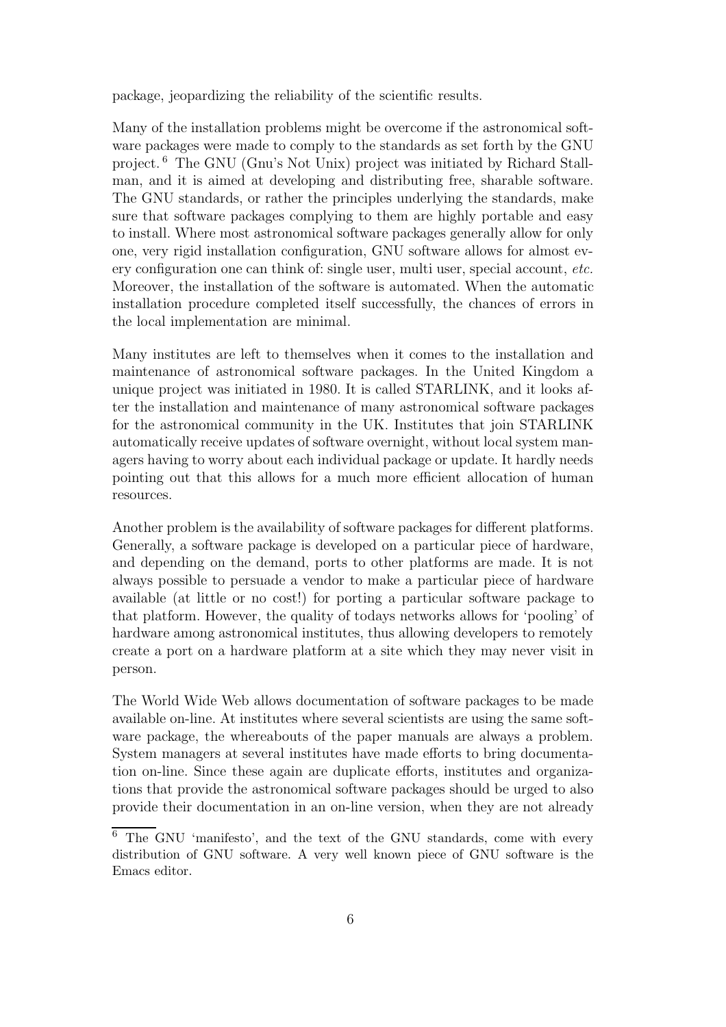package, jeopardizing the reliability of the scientific results.

Many of the installation problems might be overcome if the astronomical software packages were made to comply to the standards as set forth by the GNU project.[6] The GNU (Gnu's Not Unix) project was initiated by Richard Stallman, and it is aimed at developing and distributing free, sharable software. The GNU standards, or rather the principles underlying the standards, make sure that software packages complying to them are highly portable and easy to install. Where most astronomical software packages generally allow for only one, very rigid installation configuration, GNU software allows for almost every configuration one can think of: single user, multi user, special account, *etc.* Moreover, the installation of the software is automated. When the automatic installation procedure completed itself successfully, the chances of errors in the local implementation are minimal.

Many institutes are left to themselves when it comes to the installation and maintenance of astronomical software packages. In the United Kingdom a unique project was initiated in 1980. It is called STARLINK, and it looks after the installation and maintenance of many astronomical software packages for the astronomical community in the UK. Institutes that join STARLINK automatically receive updates of software overnight, without local system managers having to worry about each individual package or update. It hardly needs pointing out that this allows for a much more efficient allocation of human resources.

Another problem is the availability of software packages for different platforms. Generally, a software package is developed on a particular piece of hardware, and depending on the demand, ports to other platforms are made. It is not always possible to persuade a vendor to make a particular piece of hardware available (at little or no cost!) for porting a particular software package to that platform. However, the quality of todays networks allows for 'pooling' of hardware among astronomical institutes, thus allowing developers to remotely create a port on a hardware platform at a site which they may never visit in person.

The World Wide Web allows documentation of software packages to be made available on-line. At institutes where several scientists are using the same software package, the whereabouts of the paper manuals are always a problem. System managers at several institutes have made efforts to bring documentation on-line. Since these again are duplicate efforts, institutes and organizations that provide the astronomical software packages should be urged to also provide their documentation in an on-line version, when they are not already

[6] The GNU 'manifesto', and the text of the GNU standards, come with every distribution of GNU software. A very well known piece of GNU software is the Emacs editor.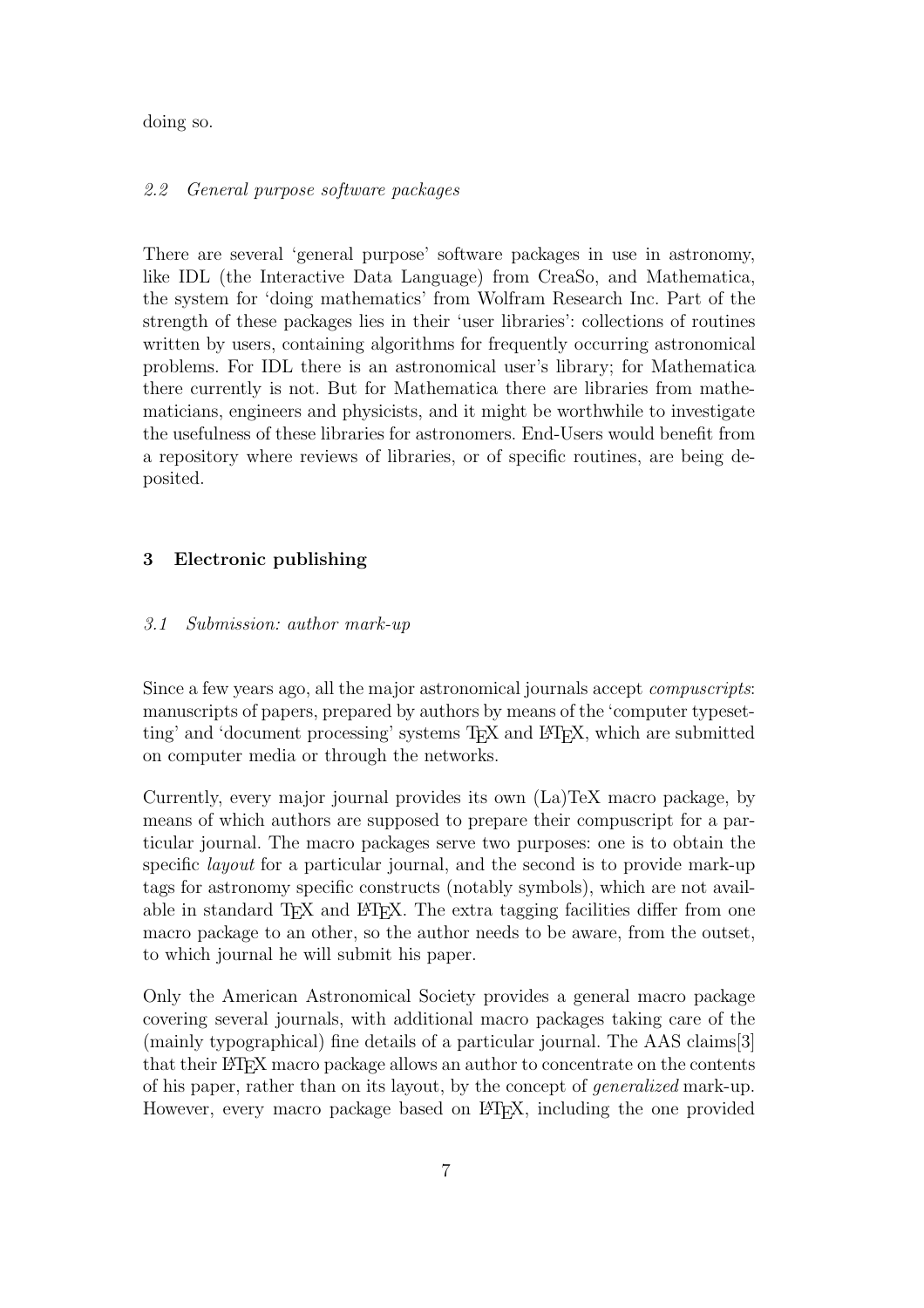doing so.

### *2.2 General purpose software packages*

There are several 'general purpose' software packages in use in astronomy, like IDL (the Interactive Data Language) from CreaSo, and Mathematica, the system for 'doing mathematics' from Wolfram Research Inc. Part of the strength of these packages lies in their 'user libraries': collections of routines written by users, containing algorithms for frequently occurring astronomical problems. For IDL there is an astronomical user's library; for Mathematica there currently is not. But for Mathematica there are libraries from mathematicians, engineers and physicists, and it might be worthwhile to investigate the usefulness of these libraries for astronomers. End-Users would benefit from a repository where reviews of libraries, or of specific routines, are being deposited.

## 3 Electronic publishing

### *3.1 Submission: author mark-up*

Since a few years ago, all the major astronomical journals accept *compuscripts*: manuscripts of papers, prepared by authors by means of the 'computer typesetting' and 'document processing' systems TeX and LaTeX, which are submitted on computer media or through the networks.

Currently, every major journal provides its own (La)TeX macro package, by means of which authors are supposed to prepare their compuscript for a particular journal. The macro packages serve two purposes: one is to obtain the specific *layout* for a particular journal, and the second is to provide mark-up tags for astronomy specific constructs (notably symbols), which are not available in standard TeX and LaTeX. The extra tagging facilities differ from one macro package to an other, so the author needs to be aware, from the outset, to which journal he will submit his paper.

Only the American Astronomical Society provides a general macro package covering several journals, with additional macro packages taking care of the (mainly typographical) fine details of a particular journal. The AAS claims[3] that their LaTeX macro package allows an author to concentrate on the contents of his paper, rather than on its layout, by the concept of *generalized* mark-up. However, every macro package based on LaTeX, including the one provided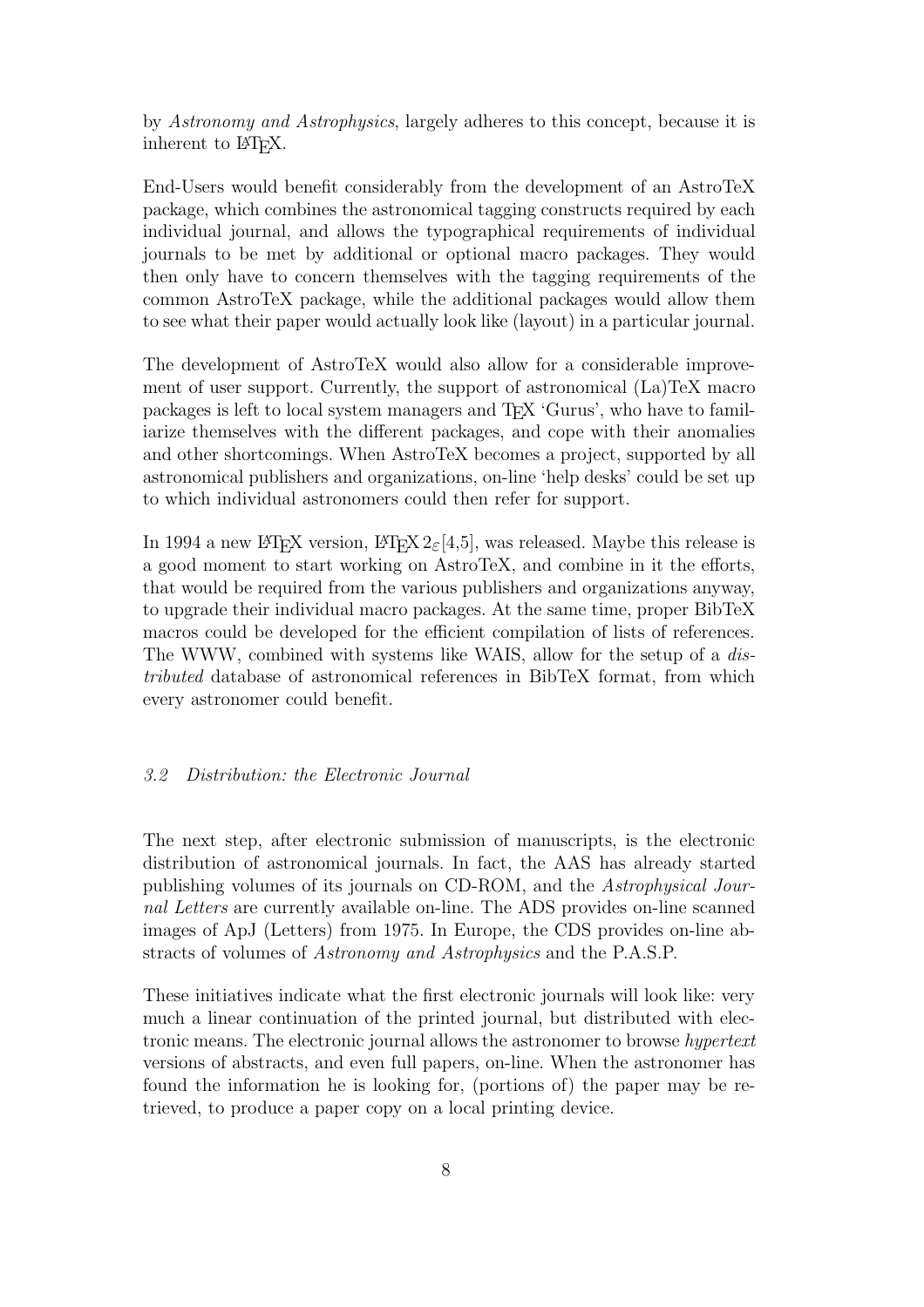by *Astronomy and Astrophysics*, largely adheres to this concept, because it is inherent to LaTeX.

End-Users would benefit considerably from the development of an AstroTeX package, which combines the astronomical tagging constructs required by each individual journal, and allows the typographical requirements of individual journals to be met by additional or optional macro packages. They would then only have to concern themselves with the tagging requirements of the common AstroTeX package, while the additional packages would allow them to see what their paper would actually look like (layout) in a particular journal.

The development of AstroTeX would also allow for a considerable improvement of user support. Currently, the support of astronomical (La)TeX macro packages is left to local system managers and TeX 'Gurus', who have to familiarize themselves with the different packages, and cope with their anomalies and other shortcomings. When AstroTeX becomes a project, supported by all astronomical publishers and organizations, on-line 'help desks' could be set up to which individual astronomers could then refer for support.

In 1994 a new LaTeX version, LaTeX $2_\varepsilon$[4,5], was released. Maybe this release is a good moment to start working on AstroTeX, and combine in it the efforts, that would be required from the various publishers and organizations anyway, to upgrade their individual macro packages. At the same time, proper BibTeX macros could be developed for the efficient compilation of lists of references. The WWW, combined with systems like WAIS, allow for the setup of a *distributed* database of astronomical references in BibTeX format, from which every astronomer could benefit.

### *3.2 Distribution: the Electronic Journal*

The next step, after electronic submission of manuscripts, is the electronic distribution of astronomical journals. In fact, the AAS has already started publishing volumes of its journals on CD-ROM, and the *Astrophysical Journal Letters* are currently available on-line. The ADS provides on-line scanned images of ApJ (Letters) from 1975. In Europe, the CDS provides on-line abstracts of volumes of *Astronomy and Astrophysics* and the P.A.S.P.

These initiatives indicate what the first electronic journals will look like: very much a linear continuation of the printed journal, but distributed with electronic means. The electronic journal allows the astronomer to browse *hypertext* versions of abstracts, and even full papers, on-line. When the astronomer has found the information he is looking for, (portions of) the paper may be retrieved, to produce a paper copy on a local printing device.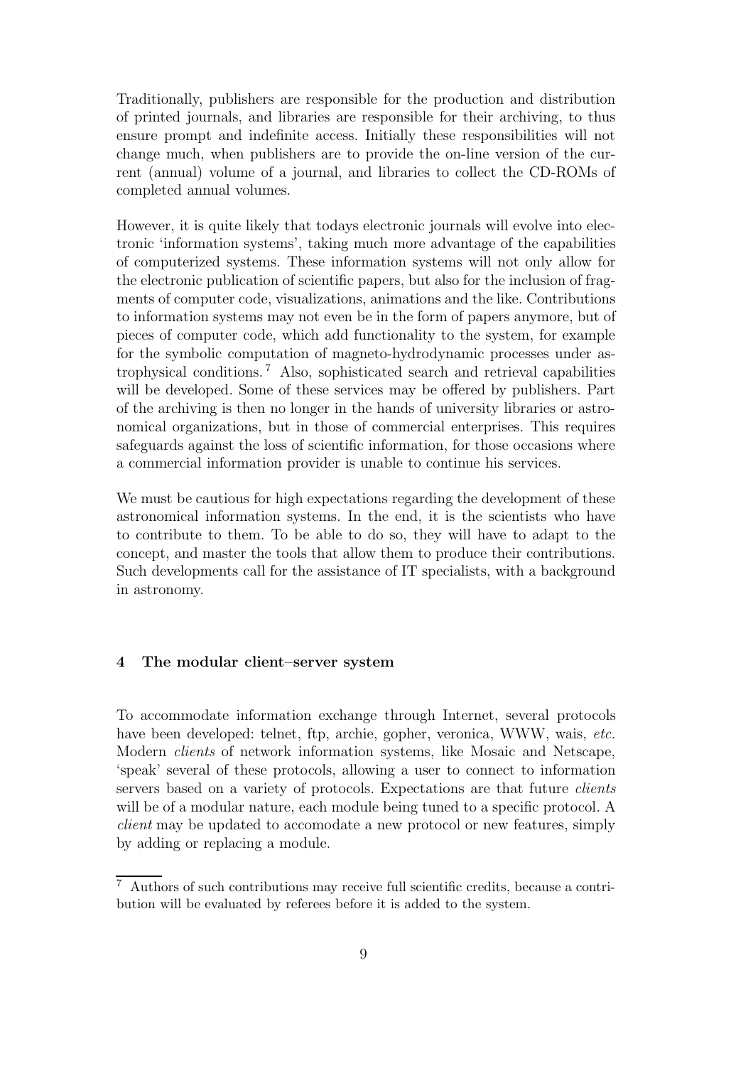Traditionally, publishers are responsible for the production and distribution of printed journals, and libraries are responsible for their archiving, to thus ensure prompt and indefinite access. Initially these responsibilities will not change much, when publishers are to provide the on-line version of the current (annual) volume of a journal, and libraries to collect the CD-ROMs of completed annual volumes.

However, it is quite likely that todays electronic journals will evolve into electronic 'information systems', taking much more advantage of the capabilities of computerized systems. These information systems will not only allow for the electronic publication of scientific papers, but also for the inclusion of fragments of computer code, visualizations, animations and the like. Contributions to information systems may not even be in the form of papers anymore, but of pieces of computer code, which add functionality to the system, for example for the symbolic computation of magneto-hydrodynamic processes under astrophysical conditions.[7] Also, sophisticated search and retrieval capabilities will be developed. Some of these services may be offered by publishers. Part of the archiving is then no longer in the hands of university libraries or astronomical organizations, but in those of commercial enterprises. This requires safeguards against the loss of scientific information, for those occasions where a commercial information provider is unable to continue his services.

We must be cautious for high expectations regarding the development of these astronomical information systems. In the end, it is the scientists who have to contribute to them. To be able to do so, they will have to adapt to the concept, and master the tools that allow them to produce their contributions. Such developments call for the assistance of IT specialists, with a background in astronomy.

## 4 The modular client–server system

To accommodate information exchange through Internet, several protocols have been developed: telnet, ftp, archie, gopher, veronica, WWW, wais, *etc.* Modern *clients* of network information systems, like Mosaic and Netscape, 'speak' several of these protocols, allowing a user to connect to information servers based on a variety of protocols. Expectations are that future *clients* will be of a modular nature, each module being tuned to a specific protocol. A *client* may be updated to accomodate a new protocol or new features, simply by adding or replacing a module.

[7] Authors of such contributions may receive full scientific credits, because a contribution will be evaluated by referees before it is added to the system.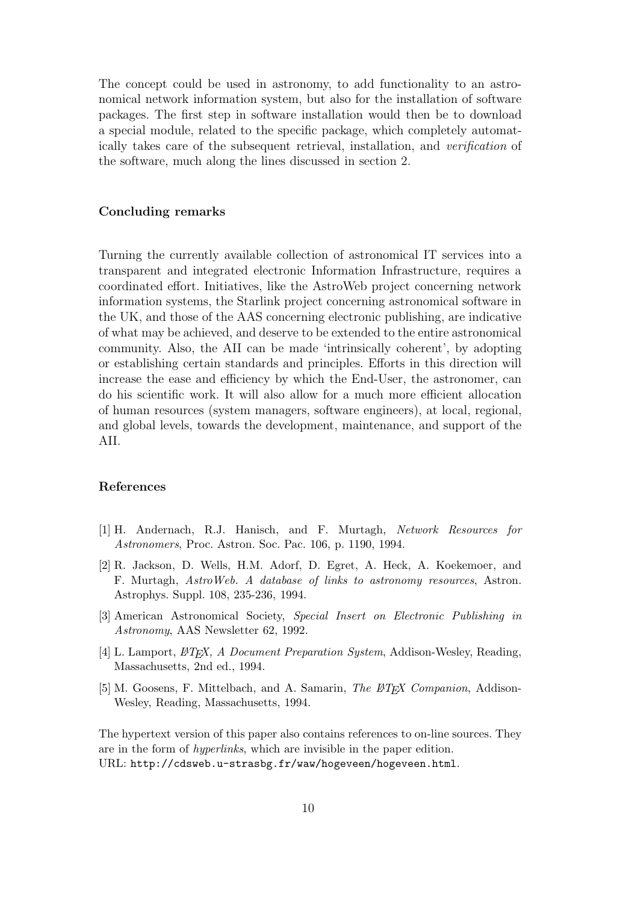The concept could be used in astronomy, to add functionality to an astronomical network information system, but also for the installation of software packages. The first step in software installation would then be to download a special module, related to the specific package, which completely automatically takes care of the subsequent retrieval, installation, and *verification* of the software, much along the lines discussed in section 2.

### Concluding remarks

Turning the currently available collection of astronomical IT services into a transparent and integrated electronic Information Infrastructure, requires a coordinated effort. Initiatives, like the AstroWeb project concerning network information systems, the Starlink project concerning astronomical software in the UK, and those of the AAS concerning electronic publishing, are indicative of what may be achieved, and deserve to be extended to the entire astronomical community. Also, the AII can be made 'intrinsically coherent', by adopting or establishing certain standards and principles. Efforts in this direction will increase the ease and efficiency by which the End-User, the astronomer, can do his scientific work. It will also allow for a much more efficient allocation of human resources (system managers, software engineers), at local, regional, and global levels, towards the development, maintenance, and support of the AII.

### References

[1] H. Andernach, R.J. Hanisch, and F. Murtagh, *Network Resources for Astronomers*, Proc. Astron. Soc. Pac. 106, p. 1190, 1994.

[2] R. Jackson, D. Wells, H.M. Adorf, D. Egret, A. Heck, A. Koekemoer, and F. Murtagh, *AstroWeb. A database of links to astronomy resources*, Astron. Astrophys. Suppl. 108, 235-236, 1994.

[3] American Astronomical Society, *Special Insert on Electronic Publishing in Astronomy*, AAS Newsletter 62, 1992.

[4] L. Lamport, *LaTeX, A Document Preparation System*, Addison-Wesley, Reading, Massachusetts, 2nd ed., 1994.

[5] M. Goosens, F. Mittelbach, and A. Samarin, *The LaTeX Companion*, Addison-Wesley, Reading, Massachusetts, 1994.

The hypertext version of this paper also contains references to on-line sources. They are in the form of *hyperlinks*, which are invisible in the paper edition.
URL: `http://cdsweb.u-strasbg.fr/waw/hogeveen/hogeveen.html`.